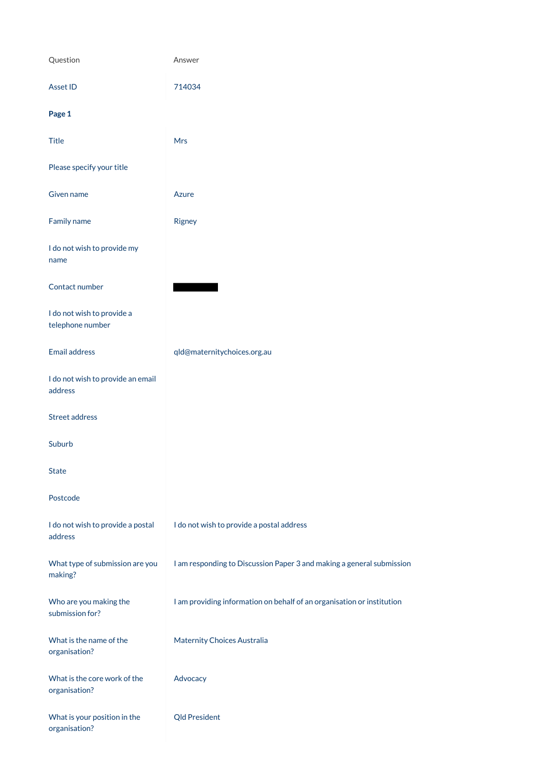| Question | Answer |
| --- | --- |
| Asset ID | 714034 |
| **Page 1** | |
| Title | Mrs |
| Please specify your title | |
| Given name | Azure |
| Family name | Rigney |
| I do not wish to provide my name | |
| Contact number | |
| I do not wish to provide a telephone number | |
| Email address | qld@maternitychoices.org.au |
| I do not wish to provide an email address | |
| Street address | |
| Suburb | |
| State | |
| Postcode | |
| I do not wish to provide a postal address | I do not wish to provide a postal address |
| What type of submission are you making? | I am responding to Discussion Paper 3 and making a general submission |
| Who are you making the submission for? | I am providing information on behalf of an organisation or institution |
| What is the name of the organisation? | Maternity Choices Australia |
| What is the core work of the organisation? | Advocacy |
| What is your position in the organisation? | Qld President |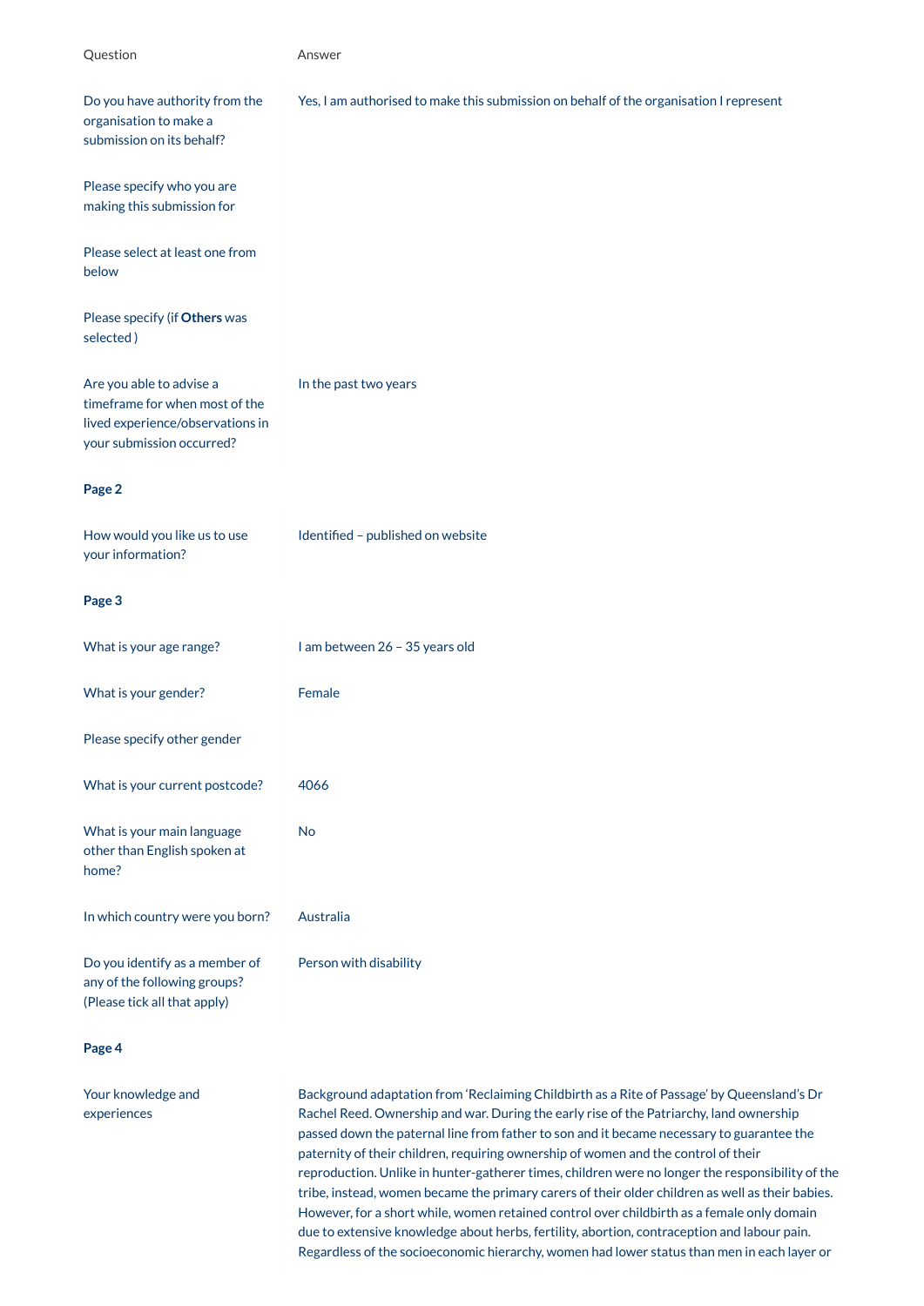| Question | Answer |
|---|---|
| Do you have authority from the organisation to make a submission on its behalf? | Yes, I am authorised to make this submission on behalf of the organisation I represent |
| Please specify who you are making this submission for | |
| Please select at least one from below | |
| Please specify (if **Others** was selected ) | |
| Are you able to advise a timeframe for when most of the lived experience/observations in your submission occurred? | In the past two years |

**Page 2**

| | |
|---|---|
| How would you like us to use your information? | Identified – published on website |

**Page 3**

| | |
|---|---|
| What is your age range? | I am between 26 – 35 years old |
| What is your gender? | Female |
| Please specify other gender | |
| What is your current postcode? | 4066 |
| What is your main language other than English spoken at home? | No |
| In which country were you born? | Australia |
| Do you identify as a member of any of the following groups? (Please tick all that apply) | Person with disability |

**Page 4**

| | |
|---|---|
| Your knowledge and experiences | Background adaptation from 'Reclaiming Childbirth as a Rite of Passage' by Queensland's Dr Rachel Reed. Ownership and war. During the early rise of the Patriarchy, land ownership passed down the paternal line from father to son and it became necessary to guarantee the paternity of their children, requiring ownership of women and the control of their reproduction. Unlike in hunter-gatherer times, children were no longer the responsibility of the tribe, instead, women became the primary carers of their older children as well as their babies. However, for a short while, women retained control over childbirth as a female only domain due to extensive knowledge about herbs, fertility, abortion, contraception and labour pain. Regardless of the socioeconomic hierarchy, women had lower status than men in each layer or |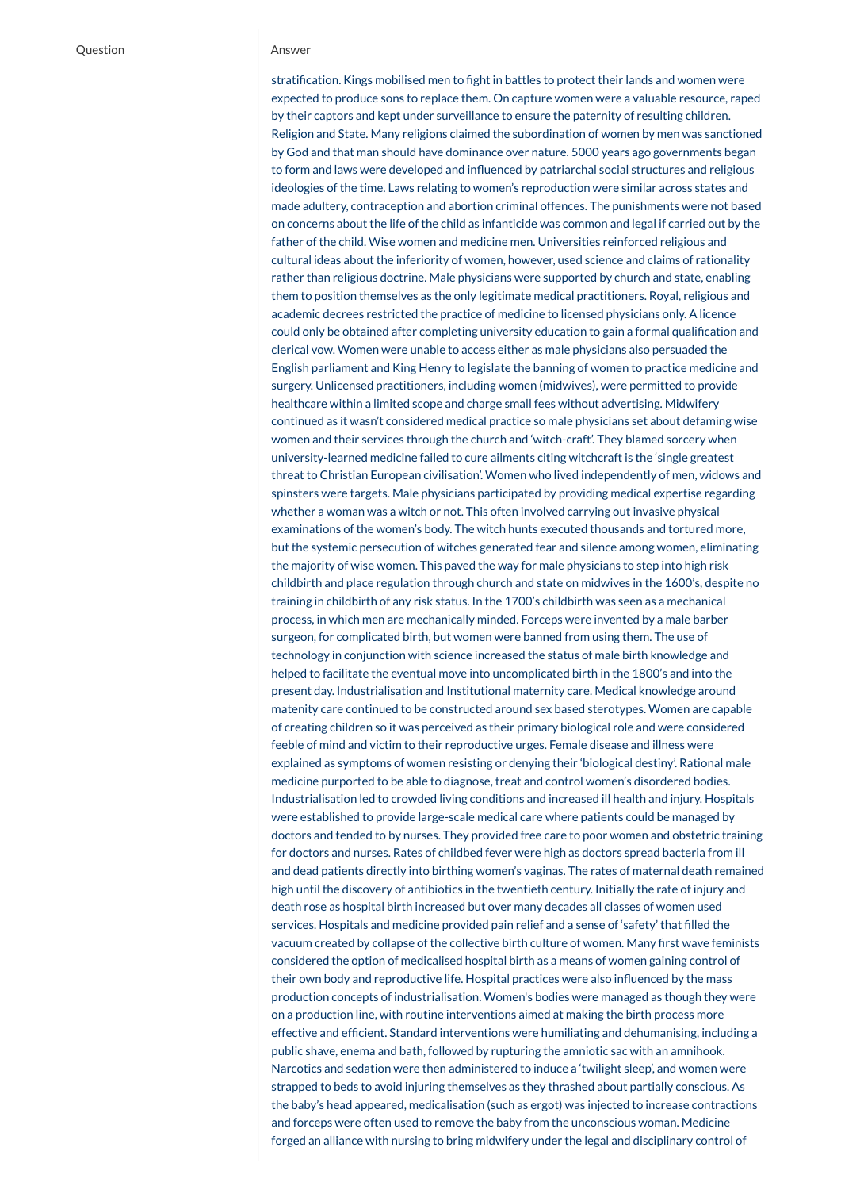| Question | Answer |
|---|---|
| | stratification. Kings mobilised men to fight in battles to protect their lands and women were expected to produce sons to replace them. On capture women were a valuable resource, raped by their captors and kept under surveillance to ensure the paternity of resulting children. Religion and State. Many religions claimed the subordination of women by men was sanctioned by God and that man should have dominance over nature. 5000 years ago governments began to form and laws were developed and influenced by patriarchal social structures and religious ideologies of the time. Laws relating to women's reproduction were similar across states and made adultery, contraception and abortion criminal offences. The punishments were not based on concerns about the life of the child as infanticide was common and legal if carried out by the father of the child. Wise women and medicine men. Universities reinforced religious and cultural ideas about the inferiority of women, however, used science and claims of rationality rather than religious doctrine. Male physicians were supported by church and state, enabling them to position themselves as the only legitimate medical practitioners. Royal, religious and academic decrees restricted the practice of medicine to licensed physicians only. A licence could only be obtained after completing university education to gain a formal qualification and clerical vow. Women were unable to access either as male physicians also persuaded the English parliament and King Henry to legislate the banning of women to practice medicine and surgery. Unlicensed practitioners, including women (midwives), were permitted to provide healthcare within a limited scope and charge small fees without advertising. Midwifery continued as it wasn't considered medical practice so male physicians set about defaming wise women and their services through the church and 'witch-craft'. They blamed sorcery when university-learned medicine failed to cure ailments citing witchcraft is the 'single greatest threat to Christian European civilisation'. Women who lived independently of men, widows and spinsters were targets. Male physicians participated by providing medical expertise regarding whether a woman was a witch or not. This often involved carrying out invasive physical examinations of the women's body. The witch hunts executed thousands and tortured more, but the systemic persecution of witches generated fear and silence among women, eliminating the majority of wise women. This paved the way for male physicians to step into high risk childbirth and place regulation through church and state on midwives in the 1600's, despite no training in childbirth of any risk status. In the 1700's childbirth was seen as a mechanical process, in which men are mechanically minded. Forceps were invented by a male barber surgeon, for complicated birth, but women were banned from using them. The use of technology in conjunction with science increased the status of male birth knowledge and helped to facilitate the eventual move into uncomplicated birth in the 1800's and into the present day. Industrialisation and Institutional maternity care. Medical knowledge around matenity care continued to be constructed around sex based sterotypes. Women are capable of creating children so it was perceived as their primary biological role and were considered feeble of mind and victim to their reproductive urges. Female disease and illness were explained as symptoms of women resisting or denying their 'biological destiny'. Rational male medicine purported to be able to diagnose, treat and control women's disordered bodies. Industrialisation led to crowded living conditions and increased ill health and injury. Hospitals were established to provide large-scale medical care where patients could be managed by doctors and tended to by nurses. They provided free care to poor women and obstetric training for doctors and nurses. Rates of childbed fever were high as doctors spread bacteria from ill and dead patients directly into birthing women's vaginas. The rates of maternal death remained high until the discovery of antibiotics in the twentieth century. Initially the rate of injury and death rose as hospital birth increased but over many decades all classes of women used services. Hospitals and medicine provided pain relief and a sense of 'safety' that filled the vacuum created by collapse of the collective birth culture of women. Many first wave feminists considered the option of medicalised hospital birth as a means of women gaining control of their own body and reproductive life. Hospital practices were also influenced by the mass production concepts of industrialisation. Women's bodies were managed as though they were on a production line, with routine interventions aimed at making the birth process more effective and efficient. Standard interventions were humiliating and dehumanising, including a public shave, enema and bath, followed by rupturing the amniotic sac with an amnihook. Narcotics and sedation were then administered to induce a 'twilight sleep', and women were strapped to beds to avoid injuring themselves as they thrashed about partially conscious. As the baby's head appeared, medicalisation (such as ergot) was injected to increase contractions and forceps were often used to remove the baby from the unconscious woman. Medicine forged an alliance with nursing to bring midwifery under the legal and disciplinary control of |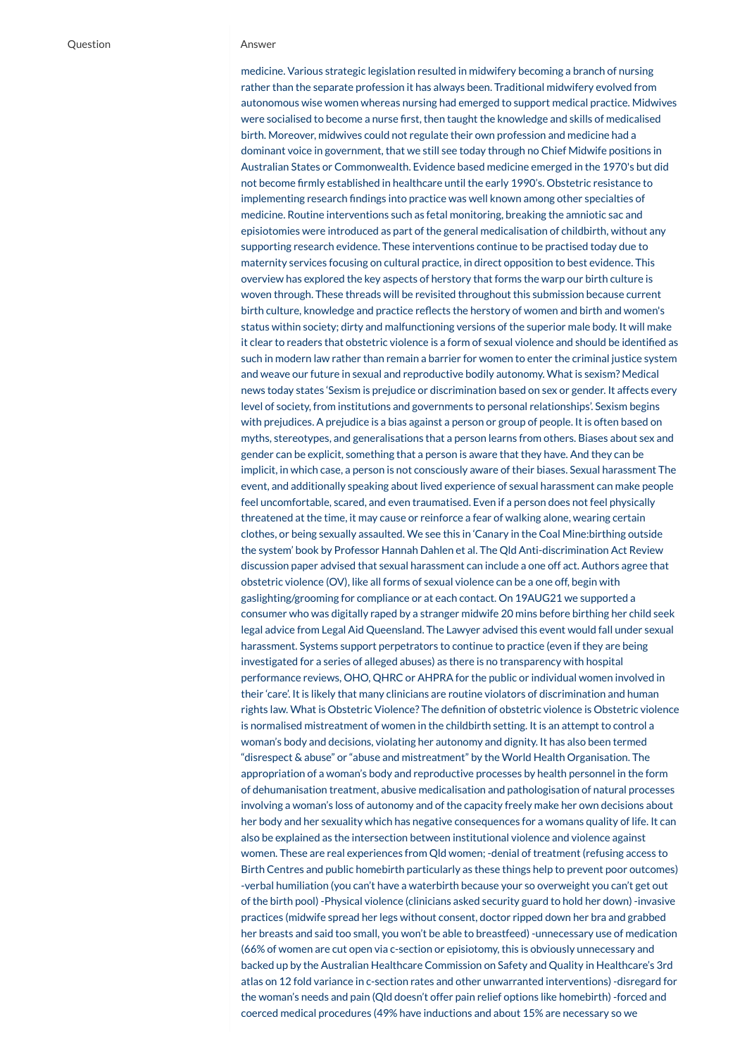| Question | Answer |
| --- | --- |
| | medicine. Various strategic legislation resulted in midwifery becoming a branch of nursing rather than the separate profession it has always been. Traditional midwifery evolved from autonomous wise women whereas nursing had emerged to support medical practice. Midwives were socialised to become a nurse first, then taught the knowledge and skills of medicalised birth. Moreover, midwives could not regulate their own profession and medicine had a dominant voice in government, that we still see today through no Chief Midwife positions in Australian States or Commonwealth. Evidence based medicine emerged in the 1970's but did not become firmly established in healthcare until the early 1990's. Obstetric resistance to implementing research findings into practice was well known among other specialties of medicine. Routine interventions such as fetal monitoring, breaking the amniotic sac and episiotomies were introduced as part of the general medicalisation of childbirth, without any supporting research evidence. These interventions continue to be practised today due to maternity services focusing on cultural practice, in direct opposition to best evidence. This overview has explored the key aspects of herstory that forms the warp our birth culture is woven through. These threads will be revisited throughout this submission because current birth culture, knowledge and practice reflects the herstory of women and birth and women's status within society; dirty and malfunctioning versions of the superior male body. It will make it clear to readers that obstetric violence is a form of sexual violence and should be identified as such in modern law rather than remain a barrier for women to enter the criminal justice system and weave our future in sexual and reproductive bodily autonomy. What is sexism? Medical news today states 'Sexism is prejudice or discrimination based on sex or gender. It affects every level of society, from institutions and governments to personal relationships'. Sexism begins with prejudices. A prejudice is a bias against a person or group of people. It is often based on myths, stereotypes, and generalisations that a person learns from others. Biases about sex and gender can be explicit, something that a person is aware that they have. And they can be implicit, in which case, a person is not consciously aware of their biases. Sexual harassment The event, and additionally speaking about lived experience of sexual harassment can make people feel uncomfortable, scared, and even traumatised. Even if a person does not feel physically threatened at the time, it may cause or reinforce a fear of walking alone, wearing certain clothes, or being sexually assaulted. We see this in 'Canary in the Coal Mine:birthing outside the system' book by Professor Hannah Dahlen et al. The Qld Anti-discrimination Act Review discussion paper advised that sexual harassment can include a one off act. Authors agree that obstetric violence (OV), like all forms of sexual violence can be a one off, begin with gaslighting/grooming for compliance or at each contact. On 19AUG21 we supported a consumer who was digitally raped by a stranger midwife 20 mins before birthing her child seek legal advice from Legal Aid Queensland. The Lawyer advised this event would fall under sexual harassment. Systems support perpetrators to continue to practice (even if they are being investigated for a series of alleged abuses) as there is no transparency with hospital performance reviews, OHO, QHRC or AHPRA for the public or individual women involved in their 'care'. It is likely that many clinicians are routine violators of discrimination and human rights law. What is Obstetric Violence? The definition of obstetric violence is Obstetric violence is normalised mistreatment of women in the childbirth setting. It is an attempt to control a woman's body and decisions, violating her autonomy and dignity. It has also been termed "disrespect & abuse" or "abuse and mistreatment" by the World Health Organisation. The appropriation of a woman's body and reproductive processes by health personnel in the form of dehumanisation treatment, abusive medicalisation and pathologisation of natural processes involving a woman's loss of autonomy and of the capacity freely make her own decisions about her body and her sexuality which has negative consequences for a womans quality of life. It can also be explained as the intersection between institutional violence and violence against women. These are real experiences from Qld women; -denial of treatment (refusing access to Birth Centres and public homebirth particularly as these things help to prevent poor outcomes) -verbal humiliation (you can't have a waterbirth because your so overweight you can't get out of the birth pool) -Physical violence (clinicians asked security guard to hold her down) -invasive practices (midwife spread her legs without consent, doctor ripped down her bra and grabbed her breasts and said too small, you won't be able to breastfeed) -unnecessary use of medication (66% of women are cut open via c-section or episiotomy, this is obviously unnecessary and backed up by the Australian Healthcare Commission on Safety and Quality in Healthcare's 3rd atlas on 12 fold variance in c-section rates and other unwarranted interventions) -disregard for the woman's needs and pain (Qld doesn't offer pain relief options like homebirth) -forced and coerced medical procedures (49% have inductions and about 15% are necessary so we |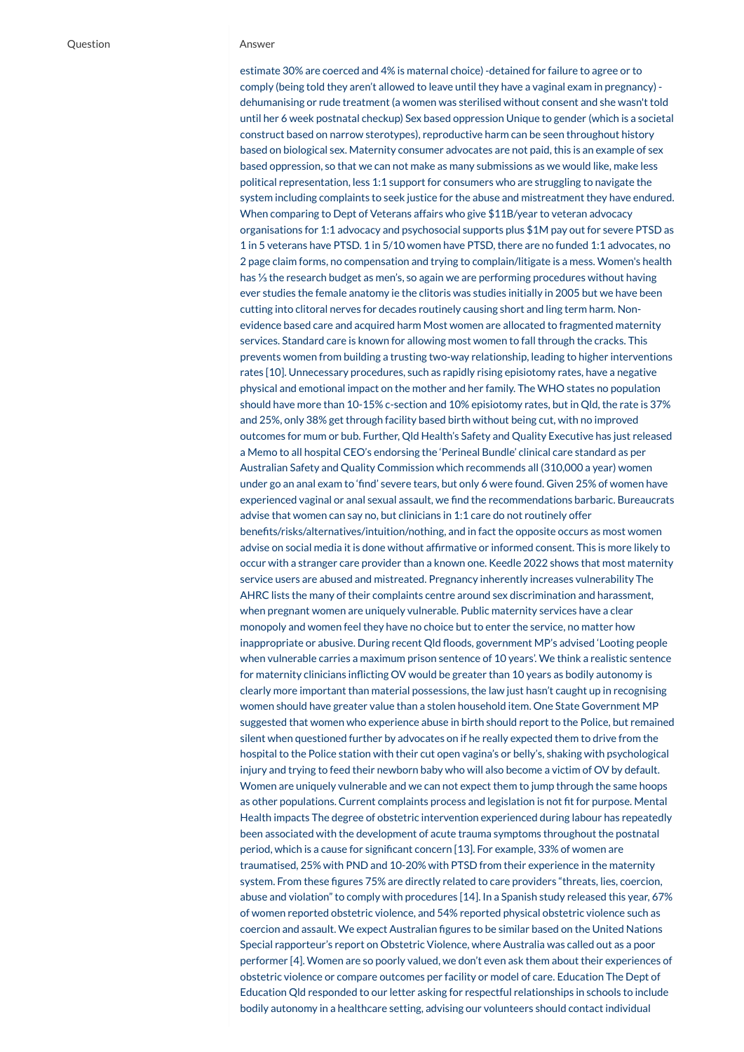| Question | Answer |
|---|---|
| | estimate 30% are coerced and 4% is maternal choice) -detained for failure to agree or to comply (being told they aren't allowed to leave until they have a vaginal exam in pregnancy) -dehumanising or rude treatment (a women was sterilised without consent and she wasn't told until her 6 week postnatal checkup) Sex based oppression Unique to gender (which is a societal construct based on narrow sterotypes), reproductive harm can be seen throughout history based on biological sex. Maternity consumer advocates are not paid, this is an example of sex based oppression, so that we can not make as many submissions as we would like, make less political representation, less 1:1 support for consumers who are struggling to navigate the system including complaints to seek justice for the abuse and mistreatment they have endured. When comparing to Dept of Veterans affairs who give $11B/year to veteran advocacy organisations for 1:1 advocacy and psychosocial supports plus $1M pay out for severe PTSD as 1 in 5 veterans have PTSD. 1 in 5/10 women have PTSD, there are no funded 1:1 advocates, no 2 page claim forms, no compensation and trying to complain/litigate is a mess. Women's health has ⅓ the research budget as men's, so again we are performing procedures without having ever studies the female anatomy ie the clitoris was studies initially in 2005 but we have been cutting into clitoral nerves for decades routinely causing short and ling term harm. Non-evidence based care and acquired harm Most women are allocated to fragmented maternity services. Standard care is known for allowing most women to fall through the cracks. This prevents women from building a trusting two-way relationship, leading to higher interventions rates [10]. Unnecessary procedures, such as rapidly rising episiotomy rates, have a negative physical and emotional impact on the mother and her family. The WHO states no population should have more than 10-15% c-section and 10% episiotomy rates, but in Qld, the rate is 37% and 25%, only 38% get through facility based birth without being cut, with no improved outcomes for mum or bub. Further, Qld Health's Safety and Quality Executive has just released a Memo to all hospital CEO's endorsing the 'Perineal Bundle' clinical care standard as per Australian Safety and Quality Commission which recommends all (310,000 a year) women under go an anal exam to 'find' severe tears, but only 6 were found. Given 25% of women have experienced vaginal or anal sexual assault, we find the recommendations barbaric. Bureaucrats advise that women can say no, but clinicians in 1:1 care do not routinely offer benefits/risks/alternatives/intuition/nothing, and in fact the opposite occurs as most women advise on social media it is done without affirmative or informed consent. This is more likely to occur with a stranger care provider than a known one. Keedle 2022 shows that most maternity service users are abused and mistreated. Pregnancy inherently increases vulnerability The AHRC lists the many of their complaints centre around sex discrimination and harassment, when pregnant women are uniquely vulnerable. Public maternity services have a clear monopoly and women feel they have no choice but to enter the service, no matter how inappropriate or abusive. During recent Qld floods, government MP's advised 'Looting people when vulnerable carries a maximum prison sentence of 10 years'. We think a realistic sentence for maternity clinicians inflicting OV would be greater than 10 years as bodily autonomy is clearly more important than material possessions, the law just hasn't caught up in recognising women should have greater value than a stolen household item. One State Government MP suggested that women who experience abuse in birth should report to the Police, but remained silent when questioned further by advocates on if he really expected them to drive from the hospital to the Police station with their cut open vagina's or belly's, shaking with psychological injury and trying to feed their newborn baby who will also become a victim of OV by default. Women are uniquely vulnerable and we can not expect them to jump through the same hoops as other populations. Current complaints process and legislation is not fit for purpose. Mental Health impacts The degree of obstetric intervention experienced during labour has repeatedly been associated with the development of acute trauma symptoms throughout the postnatal period, which is a cause for significant concern [13]. For example, 33% of women are traumatised, 25% with PND and 10-20% with PTSD from their experience in the maternity system. From these figures 75% are directly related to care providers "threats, lies, coercion, abuse and violation" to comply with procedures [14]. In a Spanish study released this year, 67% of women reported obstetric violence, and 54% reported physical obstetric violence such as coercion and assault. We expect Australian figures to be similar based on the United Nations Special rapporteur's report on Obstetric Violence, where Australia was called out as a poor performer [4]. Women are so poorly valued, we don't even ask them about their experiences of obstetric violence or compare outcomes per facility or model of care. Education The Dept of Education Qld responded to our letter asking for respectful relationships in schools to include bodily autonomy in a healthcare setting, advising our volunteers should contact individual |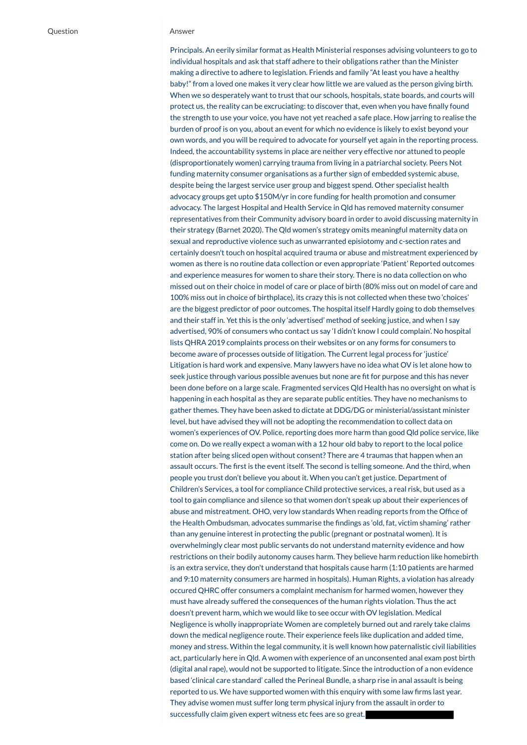| Question | Answer |
| --- | --- |
| | Principals. An eerily similar format as Health Ministerial responses advising volunteers to go to individual hospitals and ask that staff adhere to their obligations rather than the Minister making a directive to adhere to legislation. Friends and family "At least you have a healthy baby!" from a loved one makes it very clear how little we are valued as the person giving birth. When we so desperately want to trust that our schools, hospitals, state boards, and courts will protect us, the reality can be excruciating: to discover that, even when you have finally found the strength to use your voice, you have not yet reached a safe place. How jarring to realise the burden of proof is on you, about an event for which no evidence is likely to exist beyond your own words, and you will be required to advocate for yourself yet again in the reporting process. Indeed, the accountability systems in place are neither very effective nor attuned to people (disproportionately women) carrying trauma from living in a patriarchal society. Peers Not funding maternity consumer organisations as a further sign of embedded systemic abuse, despite being the largest service user group and biggest spend. Other specialist health advocacy groups get upto $150M/yr in core funding for health promotion and consumer advocacy. The largest Hospital and Health Service in Qld has removed maternity consumer representatives from their Community advisory board in order to avoid discussing maternity in their strategy (Barnet 2020). The Qld women's strategy omits meaningful maternity data on sexual and reproductive violence such as unwarranted episiotomy and c-section rates and certainly doesn't touch on hospital acquired trauma or abuse and mistreatment experienced by women as there is no routine data collection or even appropriate 'Patient' Reported outcomes and experience measures for women to share their story. There is no data collection on who missed out on their choice in model of care or place of birth (80% miss out on model of care and 100% miss out in choice of birthplace), its crazy this is not collected when these two 'choices' are the biggest predictor of poor outcomes. The hospital itself Hardly going to dob themselves and their staff in. Yet this is the only 'advertised' method of seeking justice, and when I say advertised, 90% of consumers who contact us say 'I didn't know I could complain'. No hospital lists QHRA 2019 complaints process on their websites or on any forms for consumers to become aware of processes outside of litigation. The Current legal process for 'justice' Litigation is hard work and expensive. Many lawyers have no idea what OV is let alone how to seek justice through various possible avenues but none are fit for purpose and this has never been done before on a large scale. Fragmented services Qld Health has no oversight on what is happening in each hospital as they are separate public entities. They have no mechanisms to gather themes. They have been asked to dictate at DDG/DG or ministerial/assistant minister level, but have advised they will not be adopting the recommendation to collect data on women's experiences of OV. Police, reporting does more harm than good Qld police service, like come on. Do we really expect a woman with a 12 hour old baby to report to the local police station after being sliced open without consent? There are 4 traumas that happen when an assault occurs. The first is the event itself. The second is telling someone. And the third, when people you trust don't believe you about it. When you can't get justice. Department of Children's Services, a tool for compliance Child protective services, a real risk, but used as a tool to gain compliance and silence so that women don't speak up about their experiences of abuse and mistreatment. OHO, very low standards When reading reports from the Office of the Health Ombudsman, advocates summarise the findings as 'old, fat, victim shaming' rather than any genuine interest in protecting the public (pregnant or postnatal women). It is overwhelmingly clear most public servants do not understand maternity evidence and how restrictions on their bodily autonomy causes harm. They believe harm reduction like homebirth is an extra service, they don't understand that hospitals cause harm (1:10 patients are harmed and 9:10 maternity consumers are harmed in hospitals). Human Rights, a violation has already occured QHRC offer consumers a complaint mechanism for harmed women, however they must have already suffered the consequences of the human rights violation. Thus the act doesn't prevent harm, which we would like to see occur with OV legislation. Medical Negligence is wholly inappropriate Women are completely burned out and rarely take claims down the medical negligence route. Their experience feels like duplication and added time, money and stress. Within the legal community, it is well known how paternalistic civil liabilities act, particularly here in Qld. A women with experience of an unconsented anal exam post birth (digital anal rape), would not be supported to litigate. Since the introduction of a non evidence based 'clinical care standard' called the Perineal Bundle, a sharp rise in anal assault is being reported to us. We have supported women with this enquiry with some law firms last year. They advise women must suffer long term physical injury from the assault in order to successfully claim given expert witness etc fees are so great. |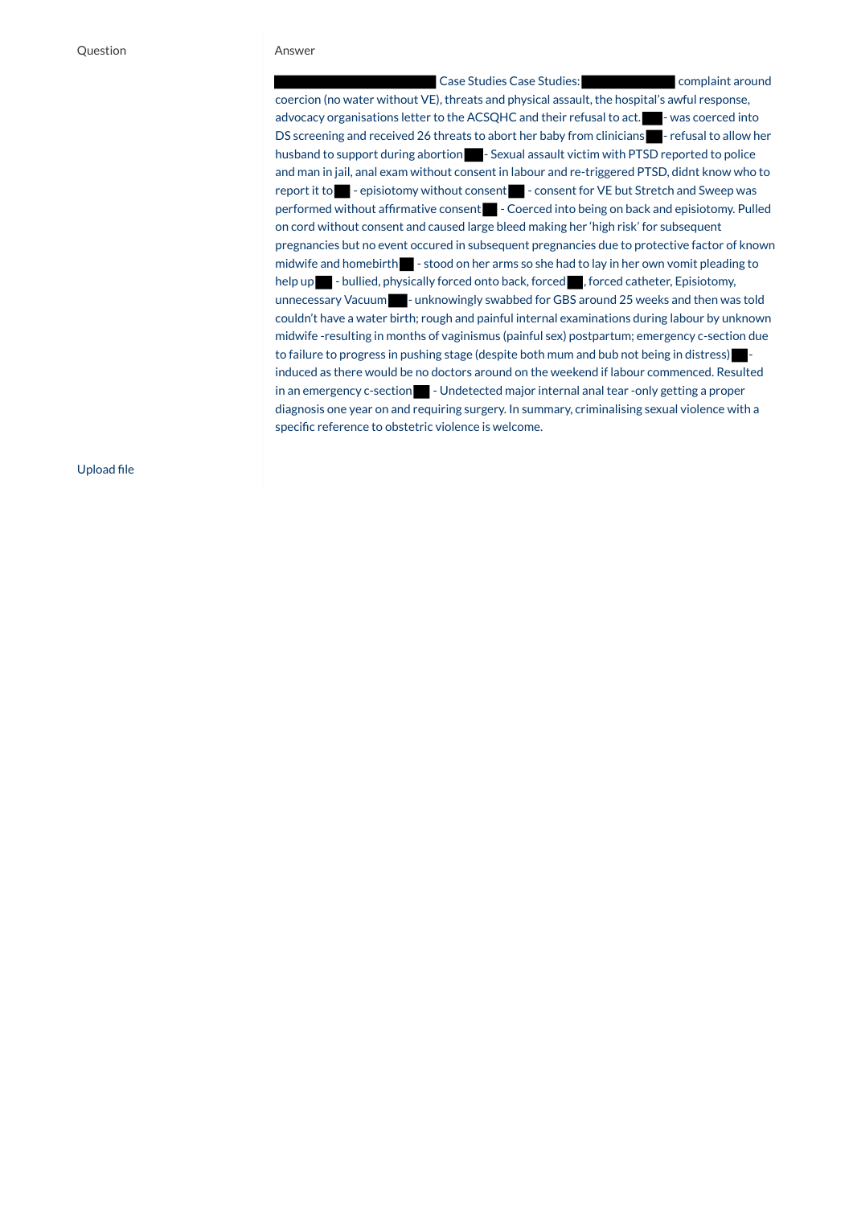| Question | Answer |
| --- | --- |
| | ██████ Case Studies Case Studies: ██████ complaint around coercion (no water without VE), threats and physical assault, the hospital's awful response, advocacy organisations letter to the ACSQHC and their refusal to act. ██ - was coerced into DS screening and received 26 threats to abort her baby from clinicians ██ - refusal to allow her husband to support during abortion ██ - Sexual assault victim with PTSD reported to police and man in jail, anal exam without consent in labour and re-triggered PTSD, didnt know who to report it to ██ - episiotomy without consent ██ - consent for VE but Stretch and Sweep was performed without affirmative consent ██ - Coerced into being on back and episiotomy. Pulled on cord without consent and caused large bleed making her 'high risk' for subsequent pregnancies but no event occured in subsequent pregnancies due to protective factor of known midwife and homebirth ██ - stood on her arms so she had to lay in her own vomit pleading to help up ██ - bullied, physically forced onto back, forced ██, forced catheter, Episiotomy, unnecessary Vacuum ██ - unknowingly swabbed for GBS around 25 weeks and then was told couldn't have a water birth; rough and painful internal examinations during labour by unknown midwife -resulting in months of vaginismus (painful sex) postpartum; emergency c-section due to failure to progress in pushing stage (despite both mum and bub not being in distress) ██ - induced as there would be no doctors around on the weekend if labour commenced. Resulted in an emergency c-section ██ - Undetected major internal anal tear -only getting a proper diagnosis one year on and requiring surgery. In summary, criminalising sexual violence with a specific reference to obstetric violence is welcome. |
| Upload file | |